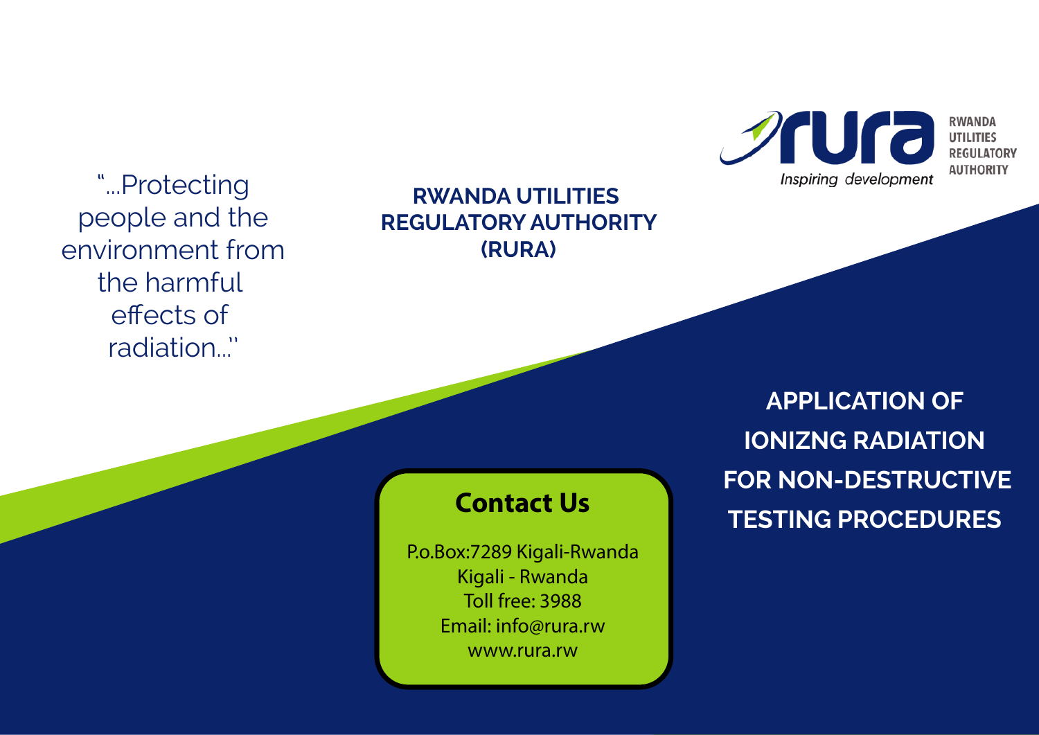RWANDA UTILITIES REGULATORY AUTHORITY

*Inspiring development*

"...Protecting people and the environment from the harmful effects of radiation..."

**RWANDA UTILITIES REGULATORY AUTHORITY (RURA)**

# APPLICATION OF IONIZNG RADIATION FOR NON-DESTRUCTIVE TESTING PROCEDURES

## Contact Us

P.o.Box:7289 Kigali-Rwanda
Kigali - Rwanda
Toll free: 3988
Email: info@rura.rw
www.rura.rw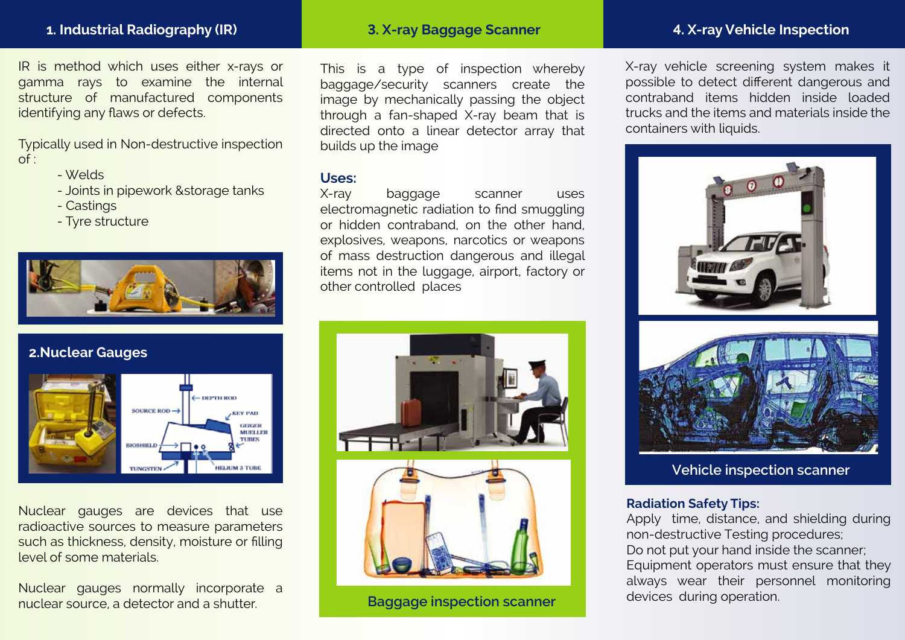## 1. Industrial Radiography (IR)

IR is method which uses either x-rays or gamma rays to examine the internal structure of manufactured components identifying any flaws or defects.

Typically used in Non-destructive inspection of :

- Welds
- Joints in pipework &storage tanks
- Castings
- Tyre structure

## 2.Nuclear Gauges

SOURCE ROD
DEPTH ROD
KEY PAD
GEIGER MUELLER TUBES
BIOSHIELD
TUNGSTEN
HELIUM 3 TUBE

Nuclear gauges are devices that use radioactive sources to measure parameters such as thickness, density, moisture or filling level of some materials.

Nuclear gauges normally incorporate a nuclear source, a detector and a shutter.

## 3. X-ray Baggage Scanner

This is a type of inspection whereby baggage/security scanners create the image by mechanically passing the object through a fan-shaped X-ray beam that is directed onto a linear detector array that builds up the image

**Uses:**
X-ray baggage scanner uses electromagnetic radiation to find smuggling or hidden contraband, on the other hand, explosives, weapons, narcotics or weapons of mass destruction dangerous and illegal items not in the luggage, airport, factory or other controlled places

Baggage inspection scanner

## 4. X-ray Vehicle Inspection

X-ray vehicle screening system makes it possible to detect different dangerous and contraband items hidden inside loaded trucks and the items and materials inside the containers with liquids.

Vehicle inspection scanner

**Radiation Safety Tips:**
Apply time, distance, and shielding during non-destructive Testing procedures;
Do not put your hand inside the scanner;
Equipment operators must ensure that they always wear their personnel monitoring devices during operation.